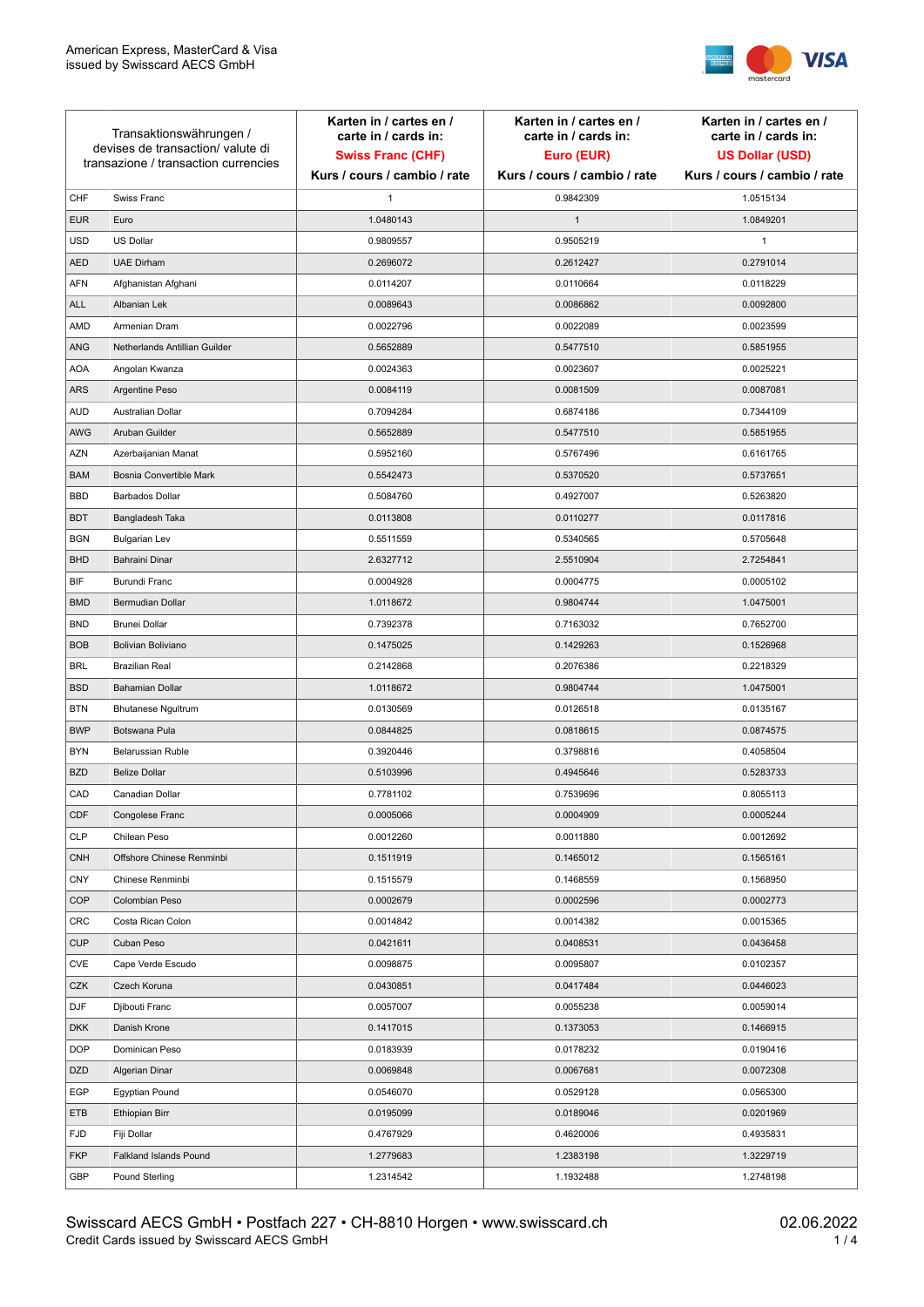American Express, MasterCard & Visa
issued by Swisscard AECS GmbH

| Transaktionswährungen / devises de transaction/ valute di transazione / transaction currencies | | Karten in / cartes en / carte in / cards in: **Swiss Franc (CHF)** Kurs / cours / cambio / rate | Karten in / cartes en / carte in / cards in: **Euro (EUR)** Kurs / cours / cambio / rate | Karten in / cartes en / carte in / cards in: **US Dollar (USD)** Kurs / cours / cambio / rate |
|---|---|---|---|---|
| CHF | Swiss Franc | 1 | 0.9842309 | 1.0515134 |
| EUR | Euro | 1.0480143 | 1 | 1.0849201 |
| USD | US Dollar | 0.9809557 | 0.9505219 | 1 |
| AED | UAE Dirham | 0.2696072 | 0.2612427 | 0.2791014 |
| AFN | Afghanistan Afghani | 0.0114207 | 0.0110664 | 0.0118229 |
| ALL | Albanian Lek | 0.0089643 | 0.0086862 | 0.0092800 |
| AMD | Armenian Dram | 0.0022796 | 0.0022089 | 0.0023599 |
| ANG | Netherlands Antillian Guilder | 0.5652889 | 0.5477510 | 0.5851955 |
| AOA | Angolan Kwanza | 0.0024363 | 0.0023607 | 0.0025221 |
| ARS | Argentine Peso | 0.0084119 | 0.0081509 | 0.0087081 |
| AUD | Australian Dollar | 0.7094284 | 0.6874186 | 0.7344109 |
| AWG | Aruban Guilder | 0.5652889 | 0.5477510 | 0.5851955 |
| AZN | Azerbaijanian Manat | 0.5952160 | 0.5767496 | 0.6161765 |
| BAM | Bosnia Convertible Mark | 0.5542473 | 0.5370520 | 0.5737651 |
| BBD | Barbados Dollar | 0.5084760 | 0.4927007 | 0.5263820 |
| BDT | Bangladesh Taka | 0.0113808 | 0.0110277 | 0.0117816 |
| BGN | Bulgarian Lev | 0.5511559 | 0.5340565 | 0.5705648 |
| BHD | Bahraini Dinar | 2.6327712 | 2.5510904 | 2.7254841 |
| BIF | Burundi Franc | 0.0004928 | 0.0004775 | 0.0005102 |
| BMD | Bermudian Dollar | 1.0118672 | 0.9804744 | 1.0475001 |
| BND | Brunei Dollar | 0.7392378 | 0.7163032 | 0.7652700 |
| BOB | Bolivian Boliviano | 0.1475025 | 0.1429263 | 0.1526968 |
| BRL | Brazilian Real | 0.2142868 | 0.2076386 | 0.2218329 |
| BSD | Bahamian Dollar | 1.0118672 | 0.9804744 | 1.0475001 |
| BTN | Bhutanese Ngultrum | 0.0130569 | 0.0126518 | 0.0135167 |
| BWP | Botswana Pula | 0.0844825 | 0.0818615 | 0.0874575 |
| BYN | Belarussian Ruble | 0.3920446 | 0.3798816 | 0.4058504 |
| BZD | Belize Dollar | 0.5103996 | 0.4945646 | 0.5283733 |
| CAD | Canadian Dollar | 0.7781102 | 0.7539696 | 0.8055113 |
| CDF | Congolese Franc | 0.0005066 | 0.0004909 | 0.0005244 |
| CLP | Chilean Peso | 0.0012260 | 0.0011880 | 0.0012692 |
| CNH | Offshore Chinese Renminbi | 0.1511919 | 0.1465012 | 0.1565161 |
| CNY | Chinese Renminbi | 0.1515579 | 0.1468559 | 0.1568950 |
| COP | Colombian Peso | 0.0002679 | 0.0002596 | 0.0002773 |
| CRC | Costa Rican Colon | 0.0014842 | 0.0014382 | 0.0015365 |
| CUP | Cuban Peso | 0.0421611 | 0.0408531 | 0.0436458 |
| CVE | Cape Verde Escudo | 0.0098875 | 0.0095807 | 0.0102357 |
| CZK | Czech Koruna | 0.0430851 | 0.0417484 | 0.0446023 |
| DJF | Djibouti Franc | 0.0057007 | 0.0055238 | 0.0059014 |
| DKK | Danish Krone | 0.1417015 | 0.1373053 | 0.1466915 |
| DOP | Dominican Peso | 0.0183939 | 0.0178232 | 0.0190416 |
| DZD | Algerian Dinar | 0.0069848 | 0.0067681 | 0.0072308 |
| EGP | Egyptian Pound | 0.0546070 | 0.0529128 | 0.0565300 |
| ETB | Ethiopian Birr | 0.0195099 | 0.0189046 | 0.0201969 |
| FJD | Fiji Dollar | 0.4767929 | 0.4620006 | 0.4935831 |
| FKP | Falkland Islands Pound | 1.2779683 | 1.2383198 | 1.3229719 |
| GBP | Pound Sterling | 1.2314542 | 1.1932488 | 1.2748198 |

Swisscard AECS GmbH • Postfach 227 • CH-8810 Horgen • www.swisscard.ch
Credit Cards issued by Swisscard AECS GmbH

02.06.2022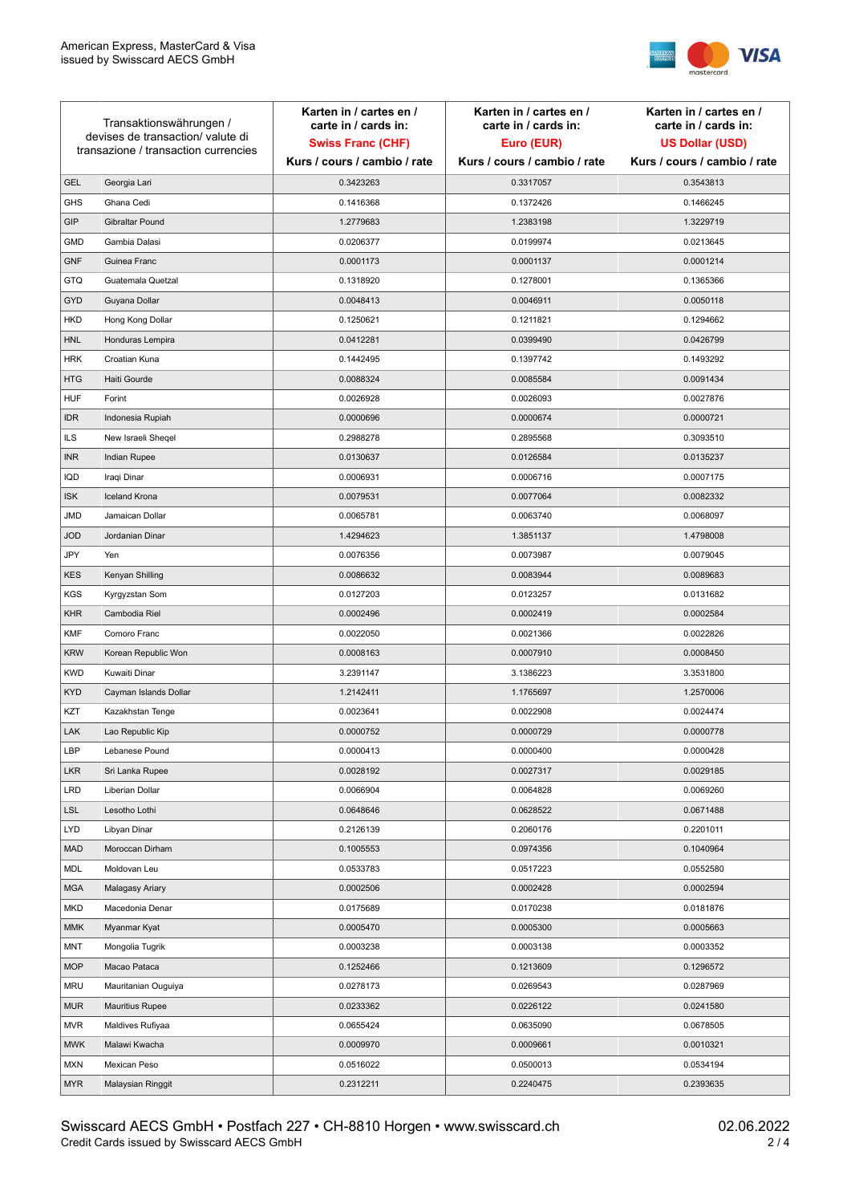| Transaktionswährungen / devises de transaction/ valute di transazione / transaction currencies | | Karten in / cartes en / carte in / cards in: **Swiss Franc (CHF)** Kurs / cours / cambio / rate | Karten in / cartes en / carte in / cards in: **Euro (EUR)** Kurs / cours / cambio / rate | Karten in / cartes en / carte in / cards in: **US Dollar (USD)** Kurs / cours / cambio / rate |
|---|---|---|---|---|
| GEL | Georgia Lari | 0.3423263 | 0.3317057 | 0.3543813 |
| GHS | Ghana Cedi | 0.1416368 | 0.1372426 | 0.1466245 |
| GIP | Gibraltar Pound | 1.2779683 | 1.2383198 | 1.3229719 |
| GMD | Gambia Dalasi | 0.0206377 | 0.0199974 | 0.0213645 |
| GNF | Guinea Franc | 0.0001173 | 0.0001137 | 0.0001214 |
| GTQ | Guatemala Quetzal | 0.1318920 | 0.1278001 | 0.1365366 |
| GYD | Guyana Dollar | 0.0048413 | 0.0046911 | 0.0050118 |
| HKD | Hong Kong Dollar | 0.1250621 | 0.1211821 | 0.1294662 |
| HNL | Honduras Lempira | 0.0412281 | 0.0399490 | 0.0426799 |
| HRK | Croatian Kuna | 0.1442495 | 0.1397742 | 0.1493292 |
| HTG | Haiti Gourde | 0.0088324 | 0.0085584 | 0.0091434 |
| HUF | Forint | 0.0026928 | 0.0026093 | 0.0027876 |
| IDR | Indonesia Rupiah | 0.0000696 | 0.0000674 | 0.0000721 |
| ILS | New Israeli Sheqel | 0.2988278 | 0.2895568 | 0.3093510 |
| INR | Indian Rupee | 0.0130637 | 0.0126584 | 0.0135237 |
| IQD | Iraqi Dinar | 0.0006931 | 0.0006716 | 0.0007175 |
| ISK | Iceland Krona | 0.0079531 | 0.0077064 | 0.0082332 |
| JMD | Jamaican Dollar | 0.0065781 | 0.0063740 | 0.0068097 |
| JOD | Jordanian Dinar | 1.4294623 | 1.3851137 | 1.4798008 |
| JPY | Yen | 0.0076356 | 0.0073987 | 0.0079045 |
| KES | Kenyan Shilling | 0.0086632 | 0.0083944 | 0.0089683 |
| KGS | Kyrgyzstan Som | 0.0127203 | 0.0123257 | 0.0131682 |
| KHR | Cambodia Riel | 0.0002496 | 0.0002419 | 0.0002584 |
| KMF | Comoro Franc | 0.0022050 | 0.0021366 | 0.0022826 |
| KRW | Korean Republic Won | 0.0008163 | 0.0007910 | 0.0008450 |
| KWD | Kuwaiti Dinar | 3.2391147 | 3.1386223 | 3.3531800 |
| KYD | Cayman Islands Dollar | 1.2142411 | 1.1765697 | 1.2570006 |
| KZT | Kazakhstan Tenge | 0.0023641 | 0.0022908 | 0.0024474 |
| LAK | Lao Republic Kip | 0.0000752 | 0.0000729 | 0.0000778 |
| LBP | Lebanese Pound | 0.0000413 | 0.0000400 | 0.0000428 |
| LKR | Sri Lanka Rupee | 0.0028192 | 0.0027317 | 0.0029185 |
| LRD | Liberian Dollar | 0.0066904 | 0.0064828 | 0.0069260 |
| LSL | Lesotho Lothi | 0.0648646 | 0.0628522 | 0.0671488 |
| LYD | Libyan Dinar | 0.2126139 | 0.2060176 | 0.2201011 |
| MAD | Moroccan Dirham | 0.1005553 | 0.0974356 | 0.1040964 |
| MDL | Moldovan Leu | 0.0533783 | 0.0517223 | 0.0552580 |
| MGA | Malagasy Ariary | 0.0002506 | 0.0002428 | 0.0002594 |
| MKD | Macedonia Denar | 0.0175689 | 0.0170238 | 0.0181876 |
| MMK | Myanmar Kyat | 0.0005470 | 0.0005300 | 0.0005663 |
| MNT | Mongolia Tugrik | 0.0003238 | 0.0003138 | 0.0003352 |
| MOP | Macao Pataca | 0.1252466 | 0.1213609 | 0.1296572 |
| MRU | Mauritanian Ouguiya | 0.0278173 | 0.0269543 | 0.0287969 |
| MUR | Mauritius Rupee | 0.0233362 | 0.0226122 | 0.0241580 |
| MVR | Maldives Rufiyaa | 0.0655424 | 0.0635090 | 0.0678505 |
| MWK | Malawi Kwacha | 0.0009970 | 0.0009661 | 0.0010321 |
| MXN | Mexican Peso | 0.0516022 | 0.0500013 | 0.0534194 |
| MYR | Malaysian Ringgit | 0.2312211 | 0.2240475 | 0.2393635 |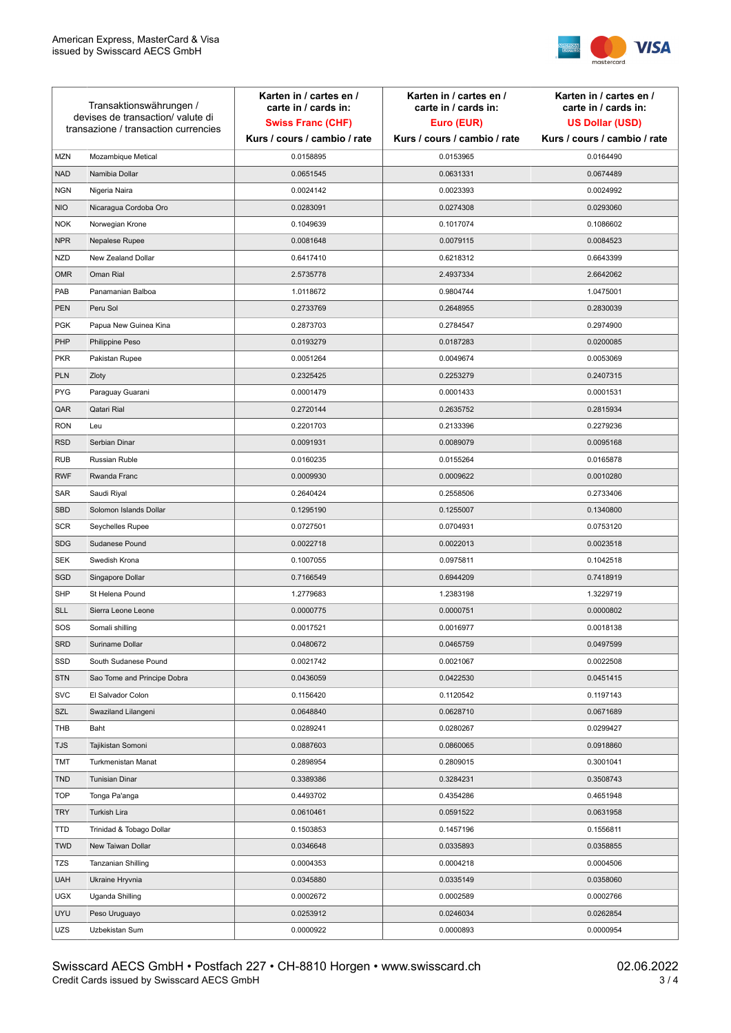| Transaktionswährungen / devises de transaction/ valute di transazione / transaction currencies | | Karten in / cartes en / carte in / cards in: **Swiss Franc (CHF)** Kurs / cours / cambio / rate | Karten in / cartes en / carte in / cards in: **Euro (EUR)** Kurs / cours / cambio / rate | Karten in / cartes en / carte in / cards in: **US Dollar (USD)** Kurs / cours / cambio / rate |
|---|---|---|---|---|
| MZN | Mozambique Metical | 0.0158895 | 0.0153965 | 0.0164490 |
| NAD | Namibia Dollar | 0.0651545 | 0.0631331 | 0.0674489 |
| NGN | Nigeria Naira | 0.0024142 | 0.0023393 | 0.0024992 |
| NIO | Nicaragua Cordoba Oro | 0.0283091 | 0.0274308 | 0.0293060 |
| NOK | Norwegian Krone | 0.1049639 | 0.1017074 | 0.1086602 |
| NPR | Nepalese Rupee | 0.0081648 | 0.0079115 | 0.0084523 |
| NZD | New Zealand Dollar | 0.6417410 | 0.6218312 | 0.6643399 |
| OMR | Oman Rial | 2.5735778 | 2.4937334 | 2.6642062 |
| PAB | Panamanian Balboa | 1.0118672 | 0.9804744 | 1.0475001 |
| PEN | Peru Sol | 0.2733769 | 0.2648955 | 0.2830039 |
| PGK | Papua New Guinea Kina | 0.2873703 | 0.2784547 | 0.2974900 |
| PHP | Philippine Peso | 0.0193279 | 0.0187283 | 0.0200085 |
| PKR | Pakistan Rupee | 0.0051264 | 0.0049674 | 0.0053069 |
| PLN | Zloty | 0.2325425 | 0.2253279 | 0.2407315 |
| PYG | Paraguay Guarani | 0.0001479 | 0.0001433 | 0.0001531 |
| QAR | Qatari Rial | 0.2720144 | 0.2635752 | 0.2815934 |
| RON | Leu | 0.2201703 | 0.2133396 | 0.2279236 |
| RSD | Serbian Dinar | 0.0091931 | 0.0089079 | 0.0095168 |
| RUB | Russian Ruble | 0.0160235 | 0.0155264 | 0.0165878 |
| RWF | Rwanda Franc | 0.0009930 | 0.0009622 | 0.0010280 |
| SAR | Saudi Riyal | 0.2640424 | 0.2558506 | 0.2733406 |
| SBD | Solomon Islands Dollar | 0.1295190 | 0.1255007 | 0.1340800 |
| SCR | Seychelles Rupee | 0.0727501 | 0.0704931 | 0.0753120 |
| SDG | Sudanese Pound | 0.0022718 | 0.0022013 | 0.0023518 |
| SEK | Swedish Krona | 0.1007055 | 0.0975811 | 0.1042518 |
| SGD | Singapore Dollar | 0.7166549 | 0.6944209 | 0.7418919 |
| SHP | St Helena Pound | 1.2779683 | 1.2383198 | 1.3229719 |
| SLL | Sierra Leone Leone | 0.0000775 | 0.0000751 | 0.0000802 |
| SOS | Somali shilling | 0.0017521 | 0.0016977 | 0.0018138 |
| SRD | Suriname Dollar | 0.0480672 | 0.0465759 | 0.0497599 |
| SSD | South Sudanese Pound | 0.0021742 | 0.0021067 | 0.0022508 |
| STN | Sao Tome and Principe Dobra | 0.0436059 | 0.0422530 | 0.0451415 |
| SVC | El Salvador Colon | 0.1156420 | 0.1120542 | 0.1197143 |
| SZL | Swaziland Lilangeni | 0.0648840 | 0.0628710 | 0.0671689 |
| THB | Baht | 0.0289241 | 0.0280267 | 0.0299427 |
| TJS | Tajikistan Somoni | 0.0887603 | 0.0860065 | 0.0918860 |
| TMT | Turkmenistan Manat | 0.2898954 | 0.2809015 | 0.3001041 |
| TND | Tunisian Dinar | 0.3389386 | 0.3284231 | 0.3508743 |
| TOP | Tonga Pa'anga | 0.4493702 | 0.4354286 | 0.4651948 |
| TRY | Turkish Lira | 0.0610461 | 0.0591522 | 0.0631958 |
| TTD | Trinidad & Tobago Dollar | 0.1503853 | 0.1457196 | 0.1556811 |
| TWD | New Taiwan Dollar | 0.0346648 | 0.0335893 | 0.0358855 |
| TZS | Tanzanian Shilling | 0.0004353 | 0.0004218 | 0.0004506 |
| UAH | Ukraine Hryvnia | 0.0345880 | 0.0335149 | 0.0358060 |
| UGX | Uganda Shilling | 0.0002672 | 0.0002589 | 0.0002766 |
| UYU | Peso Uruguayo | 0.0253912 | 0.0246034 | 0.0262854 |
| UZS | Uzbekistan Sum | 0.0000922 | 0.0000893 | 0.0000954 |

Swisscard AECS GmbH • Postfach 227 • CH-8810 Horgen • www.swisscard.ch
Credit Cards issued by Swisscard AECS GmbH

02.06.2022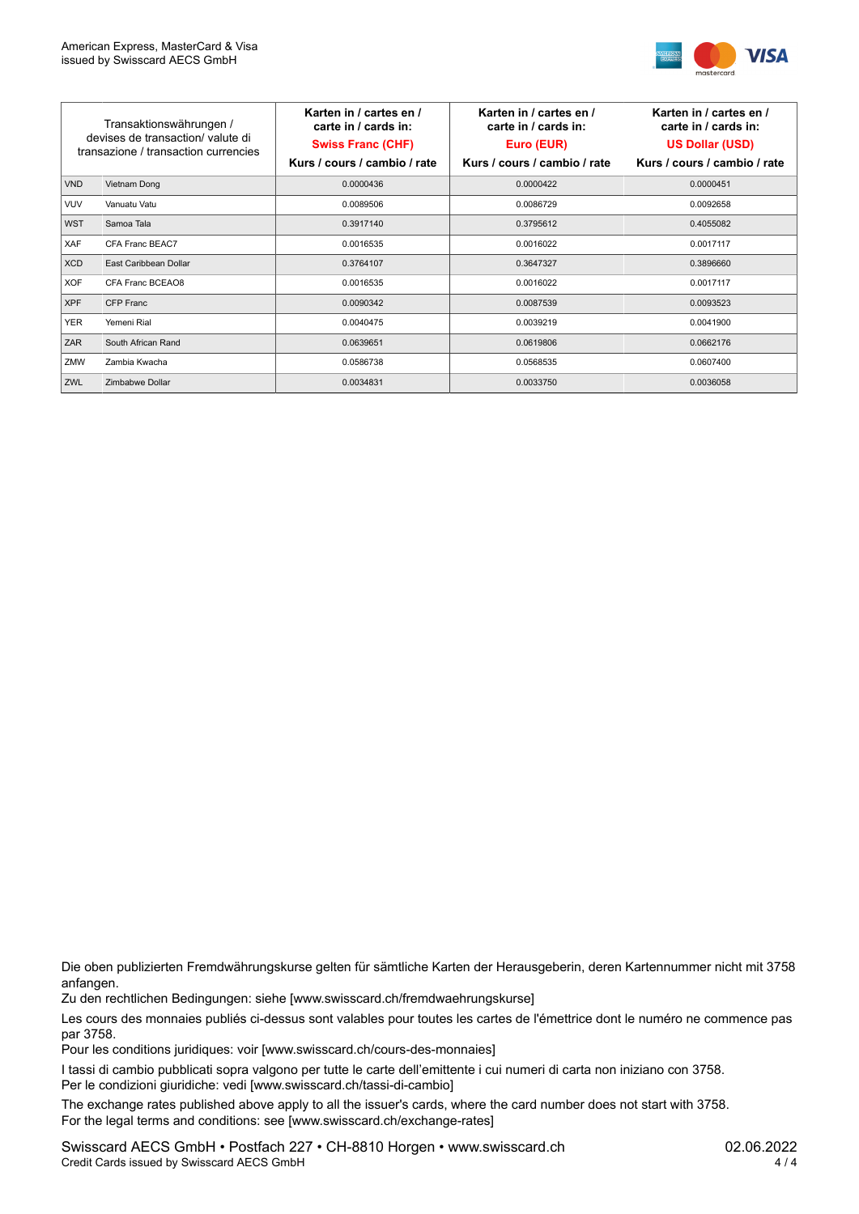| Transaktionswährungen / devises de transaction/ valute di transazione / transaction currencies | | Karten in / cartes en / carte in / cards in: Swiss Franc (CHF) Kurs / cours / cambio / rate | Karten in / cartes en / carte in / cards in: Euro (EUR) Kurs / cours / cambio / rate | Karten in / cartes en / carte in / cards in: US Dollar (USD) Kurs / cours / cambio / rate |
|---|---|---|---|---|
| VND | Vietnam Dong | 0.0000436 | 0.0000422 | 0.0000451 |
| VUV | Vanuatu Vatu | 0.0089506 | 0.0086729 | 0.0092658 |
| WST | Samoa Tala | 0.3917140 | 0.3795612 | 0.4055082 |
| XAF | CFA Franc BEAC7 | 0.0016535 | 0.0016022 | 0.0017117 |
| XCD | East Caribbean Dollar | 0.3764107 | 0.3647327 | 0.3896660 |
| XOF | CFA Franc BCEAO8 | 0.0016535 | 0.0016022 | 0.0017117 |
| XPF | CFP Franc | 0.0090342 | 0.0087539 | 0.0093523 |
| YER | Yemeni Rial | 0.0040475 | 0.0039219 | 0.0041900 |
| ZAR | South African Rand | 0.0639651 | 0.0619806 | 0.0662176 |
| ZMW | Zambia Kwacha | 0.0586738 | 0.0568535 | 0.0607400 |
| ZWL | Zimbabwe Dollar | 0.0034831 | 0.0033750 | 0.0036058 |

Die oben publizierten Fremdwährungskurse gelten für sämtliche Karten der Herausgeberin, deren Kartennummer nicht mit 3758 anfangen.
Zu den rechtlichen Bedingungen: siehe [www.swisscard.ch/fremdwaehrungskurse]

Les cours des monnaies publiés ci-dessus sont valables pour toutes les cartes de l'émettrice dont le numéro ne commence pas par 3758.
Pour les conditions juridiques: voir [www.swisscard.ch/cours-des-monnaies]

I tassi di cambio pubblicati sopra valgono per tutte le carte dell'emittente i cui numeri di carta non iniziano con 3758.
Per le condizioni giuridiche: vedi [www.swisscard.ch/tassi-di-cambio]

The exchange rates published above apply to all the issuer's cards, where the card number does not start with 3758.
For the legal terms and conditions: see [www.swisscard.ch/exchange-rates]

Swisscard AECS GmbH • Postfach 227 • CH-8810 Horgen • www.swisscard.ch
Credit Cards issued by Swisscard AECS GmbH

02.06.2022